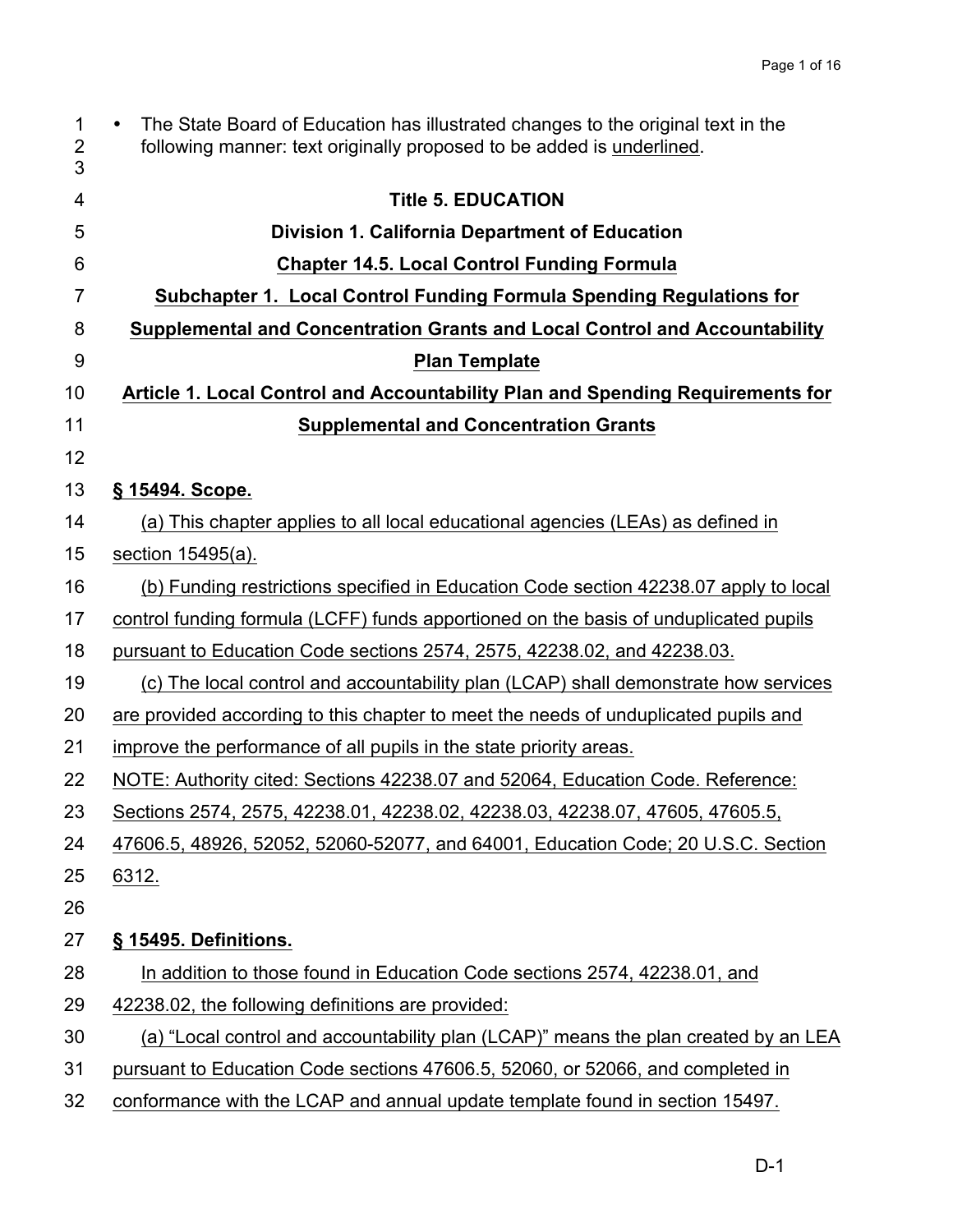- The State Board of Education has illustrated changes to the original text in the following manner: text originally proposed to be added is underlined.

# Title 5. EDUCATION

## Division 1. California Department of Education

## Chapter 14.5. Local Control Funding Formula

### Subchapter 1. Local Control Funding Formula Spending Regulations for Supplemental and Concentration Grants and Local Control and Accountability Plan Template

### Article 1. Local Control and Accountability Plan and Spending Requirements for Supplemental and Concentration Grants

**§ 15494. Scope.**

(a) This chapter applies to all local educational agencies (LEAs) as defined in section 15495(a).

(b) Funding restrictions specified in Education Code section 42238.07 apply to local control funding formula (LCFF) funds apportioned on the basis of unduplicated pupils pursuant to Education Code sections 2574, 2575, 42238.02, and 42238.03.

(c) The local control and accountability plan (LCAP) shall demonstrate how services are provided according to this chapter to meet the needs of unduplicated pupils and improve the performance of all pupils in the state priority areas.

NOTE: Authority cited: Sections 42238.07 and 52064, Education Code. Reference: Sections 2574, 2575, 42238.01, 42238.02, 42238.03, 42238.07, 47605, 47605.5, 47606.5, 48926, 52052, 52060-52077, and 64001, Education Code; 20 U.S.C. Section 6312.

**§ 15495. Definitions.**

In addition to those found in Education Code sections 2574, 42238.01, and 42238.02, the following definitions are provided:

(a) "Local control and accountability plan (LCAP)" means the plan created by an LEA pursuant to Education Code sections 47606.5, 52060, or 52066, and completed in conformance with the LCAP and annual update template found in section 15497.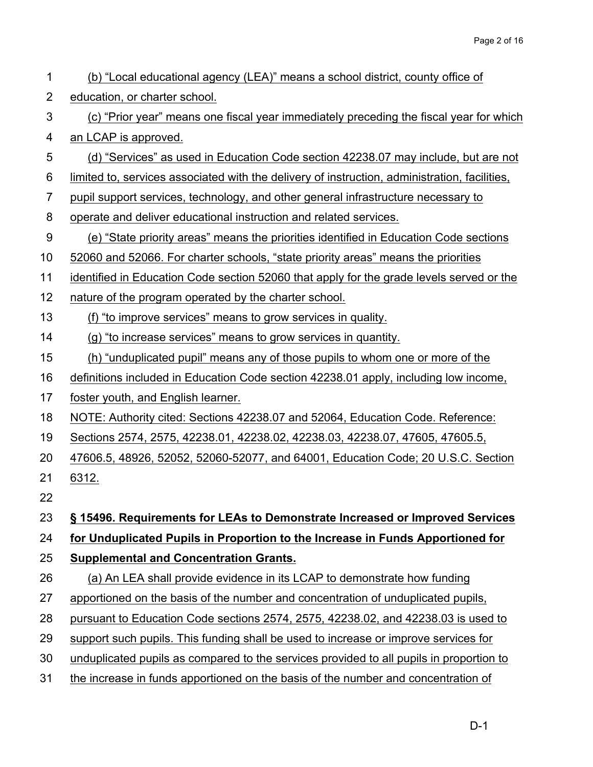(b) "Local educational agency (LEA)" means a school district, county office of education, or charter school.

(c) "Prior year" means one fiscal year immediately preceding the fiscal year for which an LCAP is approved.

(d) "Services" as used in Education Code section 42238.07 may include, but are not limited to, services associated with the delivery of instruction, administration, facilities, pupil support services, technology, and other general infrastructure necessary to operate and deliver educational instruction and related services.

(e) "State priority areas" means the priorities identified in Education Code sections 52060 and 52066. For charter schools, "state priority areas" means the priorities identified in Education Code section 52060 that apply for the grade levels served or the nature of the program operated by the charter school.

(f) "to improve services" means to grow services in quality.

(g) "to increase services" means to grow services in quantity.

(h) "unduplicated pupil" means any of those pupils to whom one or more of the definitions included in Education Code section 42238.01 apply, including low income, foster youth, and English learner.

NOTE: Authority cited: Sections 42238.07 and 52064, Education Code. Reference: Sections 2574, 2575, 42238.01, 42238.02, 42238.03, 42238.07, 47605, 47605.5, 47606.5, 48926, 52052, 52060-52077, and 64001, Education Code; 20 U.S.C. Section 6312.

**§ 15496. Requirements for LEAs to Demonstrate Increased or Improved Services for Unduplicated Pupils in Proportion to the Increase in Funds Apportioned for Supplemental and Concentration Grants.**

(a) An LEA shall provide evidence in its LCAP to demonstrate how funding apportioned on the basis of the number and concentration of unduplicated pupils, pursuant to Education Code sections 2574, 2575, 42238.02, and 42238.03 is used to support such pupils. This funding shall be used to increase or improve services for unduplicated pupils as compared to the services provided to all pupils in proportion to the increase in funds apportioned on the basis of the number and concentration of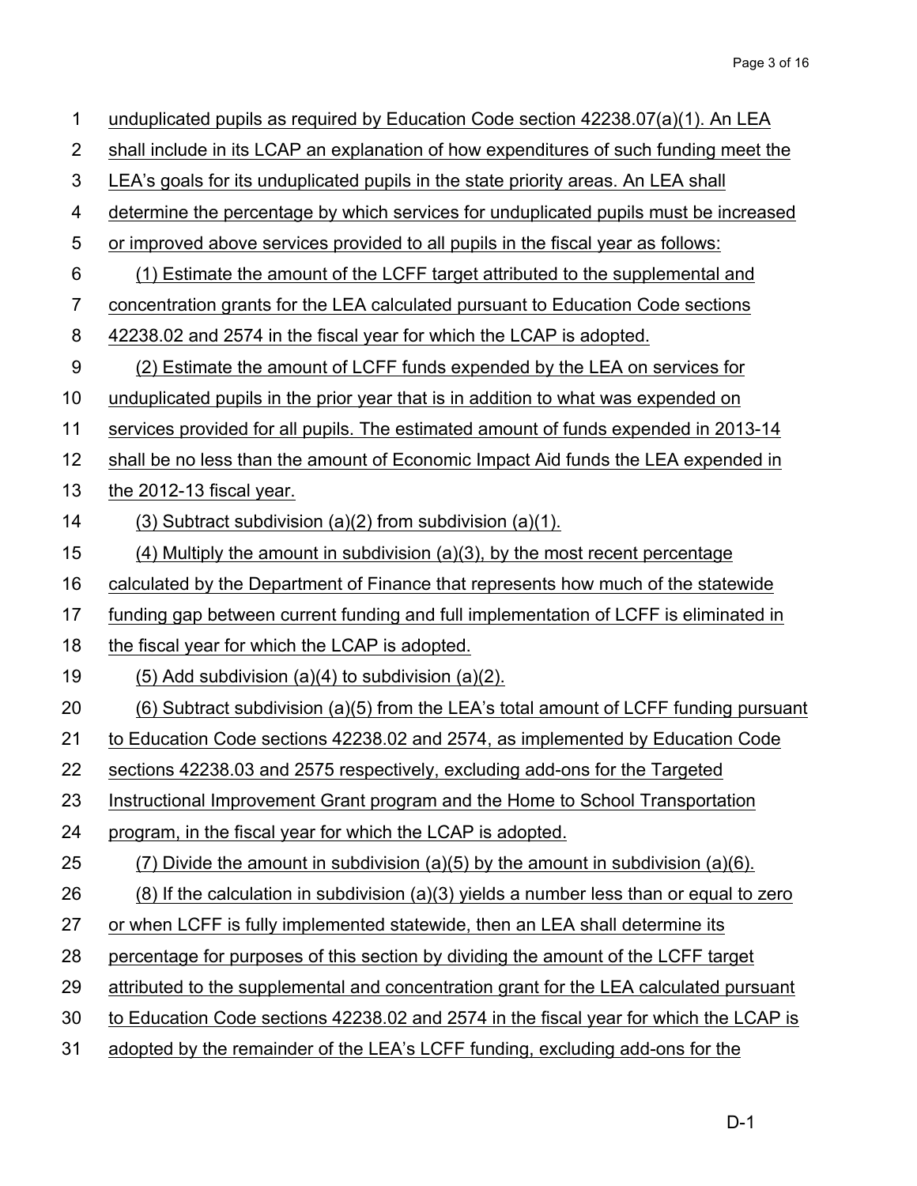unduplicated pupils as required by Education Code section 42238.07(a)(1). An LEA shall include in its LCAP an explanation of how expenditures of such funding meet the LEA's goals for its unduplicated pupils in the state priority areas. An LEA shall determine the percentage by which services for unduplicated pupils must be increased or improved above services provided to all pupils in the fiscal year as follows:

(1) Estimate the amount of the LCFF target attributed to the supplemental and concentration grants for the LEA calculated pursuant to Education Code sections 42238.02 and 2574 in the fiscal year for which the LCAP is adopted.

(2) Estimate the amount of LCFF funds expended by the LEA on services for unduplicated pupils in the prior year that is in addition to what was expended on services provided for all pupils. The estimated amount of funds expended in 2013-14 shall be no less than the amount of Economic Impact Aid funds the LEA expended in the 2012-13 fiscal year.

(3) Subtract subdivision (a)(2) from subdivision (a)(1).

(4) Multiply the amount in subdivision (a)(3), by the most recent percentage calculated by the Department of Finance that represents how much of the statewide funding gap between current funding and full implementation of LCFF is eliminated in the fiscal year for which the LCAP is adopted.

(5) Add subdivision (a)(4) to subdivision (a)(2).

(6) Subtract subdivision (a)(5) from the LEA's total amount of LCFF funding pursuant to Education Code sections 42238.02 and 2574, as implemented by Education Code sections 42238.03 and 2575 respectively, excluding add-ons for the Targeted Instructional Improvement Grant program and the Home to School Transportation program, in the fiscal year for which the LCAP is adopted.

(7) Divide the amount in subdivision (a)(5) by the amount in subdivision (a)(6).

(8) If the calculation in subdivision (a)(3) yields a number less than or equal to zero or when LCFF is fully implemented statewide, then an LEA shall determine its percentage for purposes of this section by dividing the amount of the LCFF target attributed to the supplemental and concentration grant for the LEA calculated pursuant to Education Code sections 42238.02 and 2574 in the fiscal year for which the LCAP is adopted by the remainder of the LEA's LCFF funding, excluding add-ons for the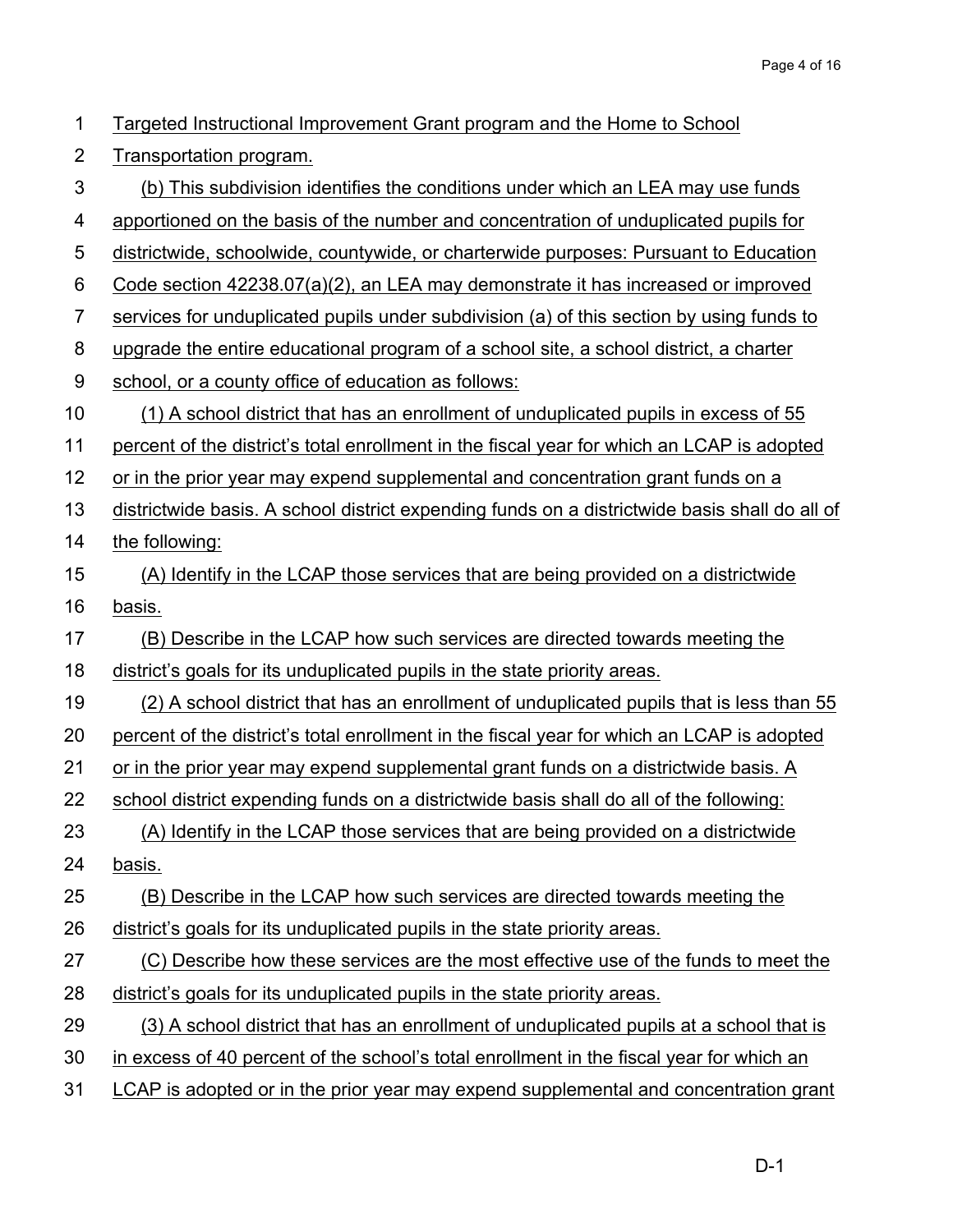Targeted Instructional Improvement Grant program and the Home to School Transportation program.

(b) This subdivision identifies the conditions under which an LEA may use funds apportioned on the basis of the number and concentration of unduplicated pupils for districtwide, schoolwide, countywide, or charterwide purposes: Pursuant to Education Code section 42238.07(a)(2), an LEA may demonstrate it has increased or improved services for unduplicated pupils under subdivision (a) of this section by using funds to upgrade the entire educational program of a school site, a school district, a charter school, or a county office of education as follows:

(1) A school district that has an enrollment of unduplicated pupils in excess of 55 percent of the district's total enrollment in the fiscal year for which an LCAP is adopted or in the prior year may expend supplemental and concentration grant funds on a districtwide basis. A school district expending funds on a districtwide basis shall do all of the following:

(A) Identify in the LCAP those services that are being provided on a districtwide basis.

(B) Describe in the LCAP how such services are directed towards meeting the district's goals for its unduplicated pupils in the state priority areas.

(2) A school district that has an enrollment of unduplicated pupils that is less than 55 percent of the district's total enrollment in the fiscal year for which an LCAP is adopted or in the prior year may expend supplemental grant funds on a districtwide basis. A school district expending funds on a districtwide basis shall do all of the following:

(A) Identify in the LCAP those services that are being provided on a districtwide basis.

(B) Describe in the LCAP how such services are directed towards meeting the district's goals for its unduplicated pupils in the state priority areas.

(C) Describe how these services are the most effective use of the funds to meet the district's goals for its unduplicated pupils in the state priority areas.

(3) A school district that has an enrollment of unduplicated pupils at a school that is in excess of 40 percent of the school's total enrollment in the fiscal year for which an LCAP is adopted or in the prior year may expend supplemental and concentration grant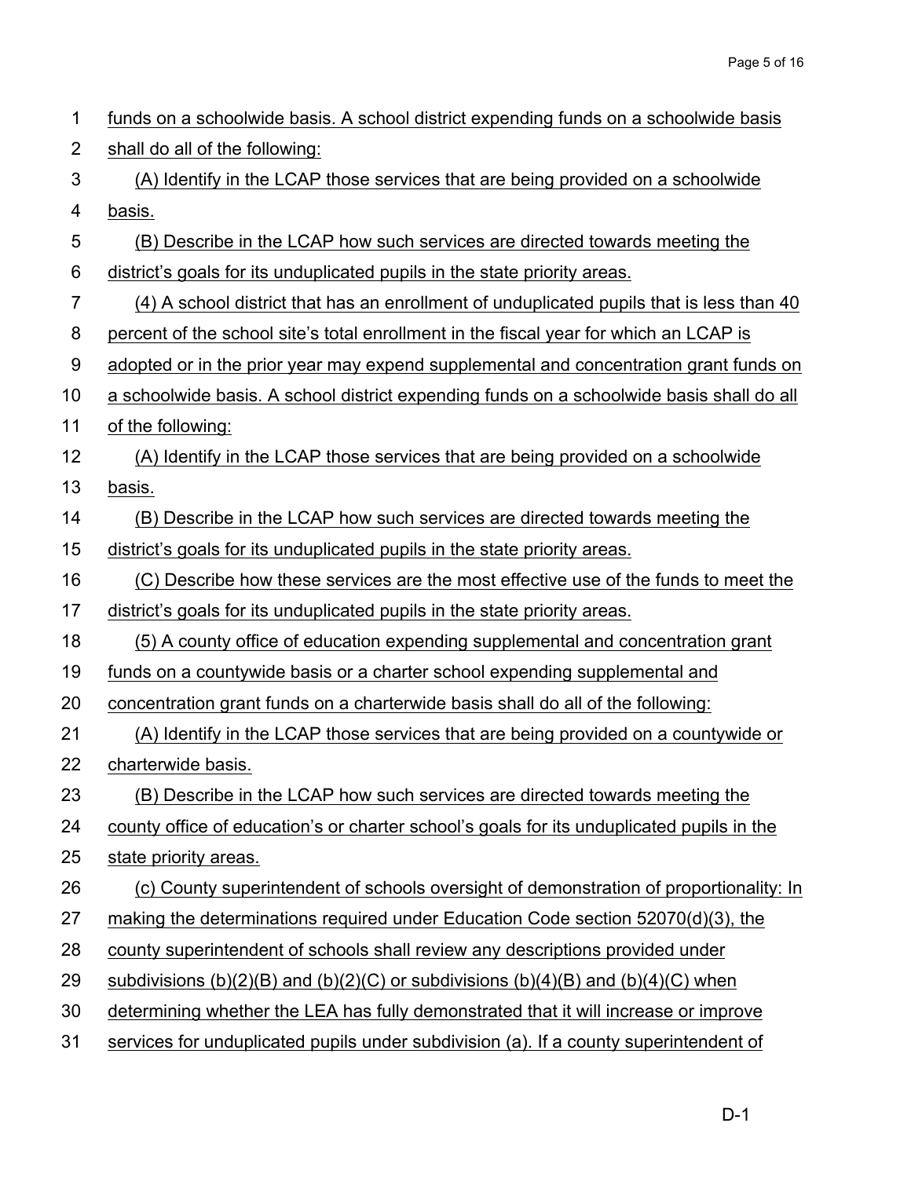funds on a schoolwide basis. A school district expending funds on a schoolwide basis shall do all of the following:

(A) Identify in the LCAP those services that are being provided on a schoolwide basis.

(B) Describe in the LCAP how such services are directed towards meeting the district's goals for its unduplicated pupils in the state priority areas.

(4) A school district that has an enrollment of unduplicated pupils that is less than 40 percent of the school site's total enrollment in the fiscal year for which an LCAP is adopted or in the prior year may expend supplemental and concentration grant funds on a schoolwide basis. A school district expending funds on a schoolwide basis shall do all of the following:

(A) Identify in the LCAP those services that are being provided on a schoolwide basis.

(B) Describe in the LCAP how such services are directed towards meeting the district's goals for its unduplicated pupils in the state priority areas.

(C) Describe how these services are the most effective use of the funds to meet the district's goals for its unduplicated pupils in the state priority areas.

(5) A county office of education expending supplemental and concentration grant funds on a countywide basis or a charter school expending supplemental and concentration grant funds on a charterwide basis shall do all of the following:

(A) Identify in the LCAP those services that are being provided on a countywide or charterwide basis.

(B) Describe in the LCAP how such services are directed towards meeting the county office of education's or charter school's goals for its unduplicated pupils in the state priority areas.

(c) County superintendent of schools oversight of demonstration of proportionality: In making the determinations required under Education Code section 52070(d)(3), the county superintendent of schools shall review any descriptions provided under subdivisions (b)(2)(B) and (b)(2)(C) or subdivisions (b)(4)(B) and (b)(4)(C) when determining whether the LEA has fully demonstrated that it will increase or improve services for unduplicated pupils under subdivision (a). If a county superintendent of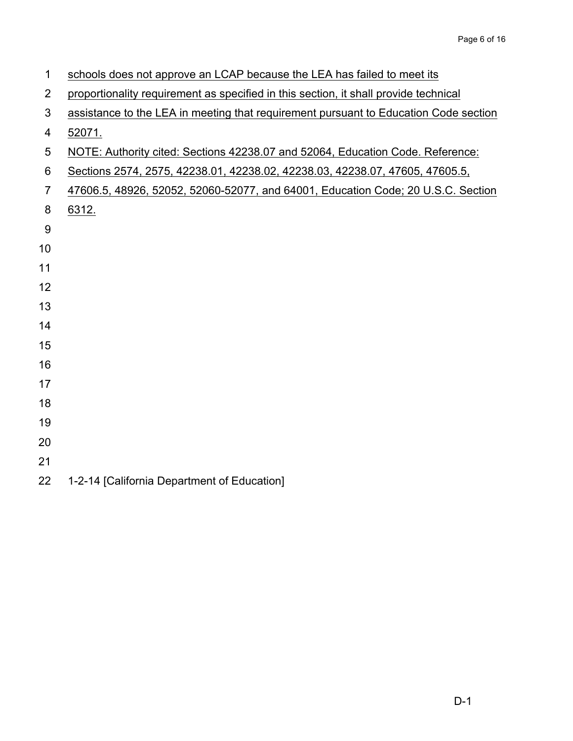schools does not approve an LCAP because the LEA has failed to meet its proportionality requirement as specified in this section, it shall provide technical assistance to the LEA in meeting that requirement pursuant to Education Code section 52071.

NOTE: Authority cited: Sections 42238.07 and 52064, Education Code. Reference: Sections 2574, 2575, 42238.01, 42238.02, 42238.03, 42238.07, 47605, 47605.5, 47606.5, 48926, 52052, 52060-52077, and 64001, Education Code; 20 U.S.C. Section 6312.

1-2-14 [California Department of Education]